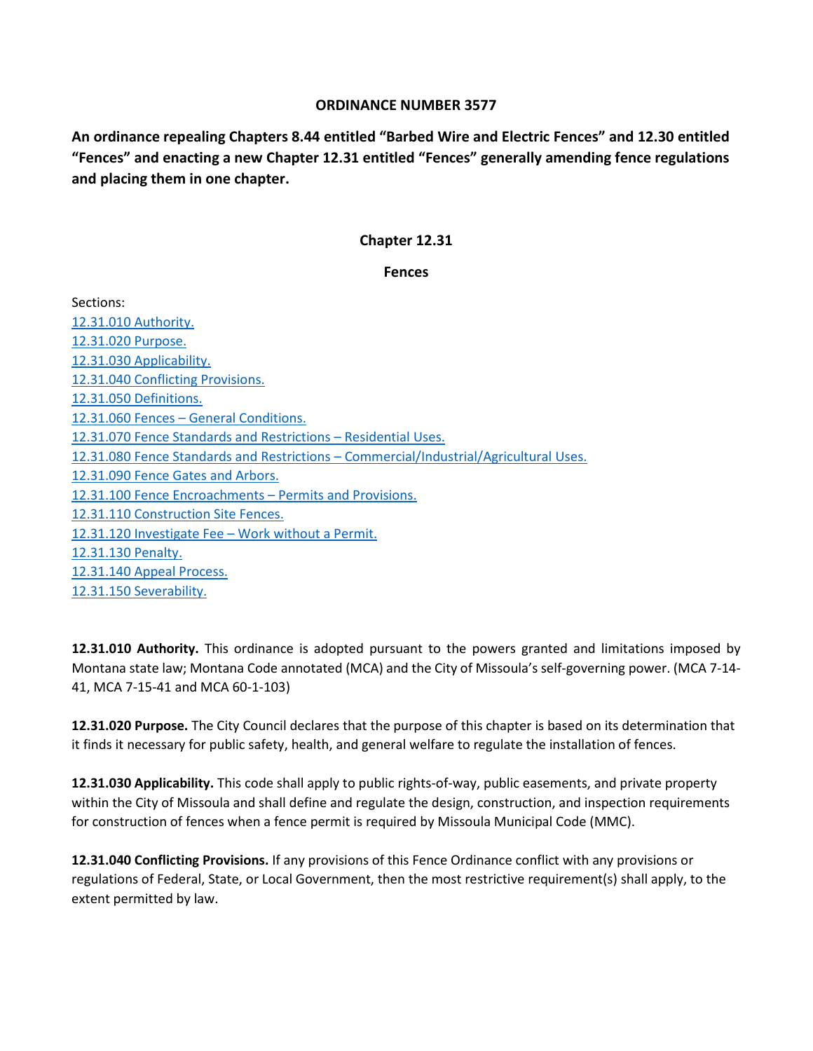# ORDINANCE NUMBER 3577

**An ordinance repealing Chapters 8.44 entitled "Barbed Wire and Electric Fences" and 12.30 entitled "Fences" and enacting a new Chapter 12.31 entitled "Fences" generally amending fence regulations and placing them in one chapter.**

## Chapter 12.31

## Fences

Sections:
12.31.010 Authority.
12.31.020 Purpose.
12.31.030 Applicability.
12.31.040 Conflicting Provisions.
12.31.050 Definitions.
12.31.060 Fences – General Conditions.
12.31.070 Fence Standards and Restrictions – Residential Uses.
12.31.080 Fence Standards and Restrictions – Commercial/Industrial/Agricultural Uses.
12.31.090 Fence Gates and Arbors.
12.31.100 Fence Encroachments – Permits and Provisions.
12.31.110 Construction Site Fences.
12.31.120 Investigate Fee – Work without a Permit.
12.31.130 Penalty.
12.31.140 Appeal Process.
12.31.150 Severability.

**12.31.010 Authority.** This ordinance is adopted pursuant to the powers granted and limitations imposed by Montana state law; Montana Code annotated (MCA) and the City of Missoula's self-governing power. (MCA 7-14-41, MCA 7-15-41 and MCA 60-1-103)

**12.31.020 Purpose.** The City Council declares that the purpose of this chapter is based on its determination that it finds it necessary for public safety, health, and general welfare to regulate the installation of fences.

**12.31.030 Applicability.** This code shall apply to public rights-of-way, public easements, and private property within the City of Missoula and shall define and regulate the design, construction, and inspection requirements for construction of fences when a fence permit is required by Missoula Municipal Code (MMC).

**12.31.040 Conflicting Provisions.** If any provisions of this Fence Ordinance conflict with any provisions or regulations of Federal, State, or Local Government, then the most restrictive requirement(s) shall apply, to the extent permitted by law.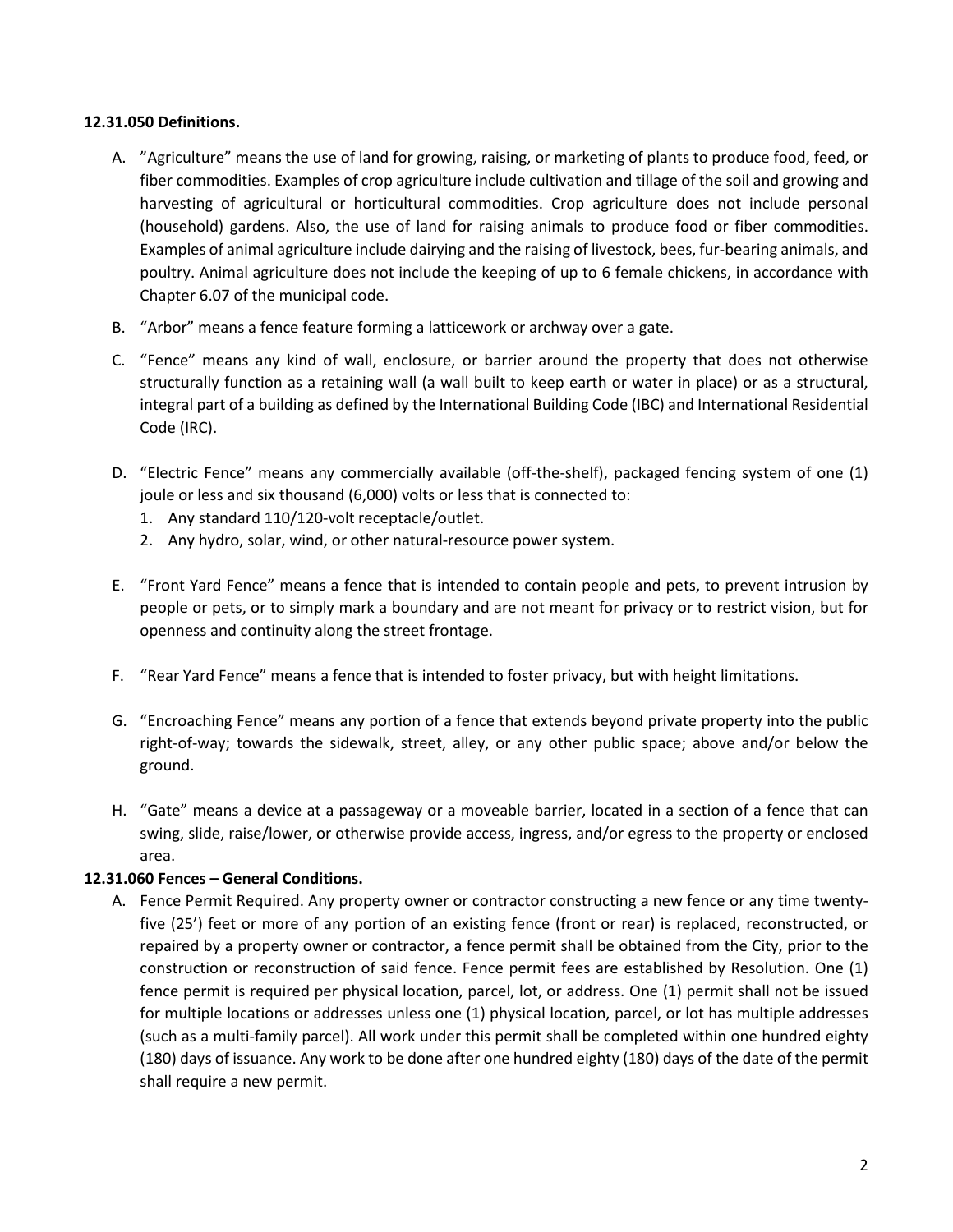**12.31.050 Definitions.**

A. ”Agriculture” means the use of land for growing, raising, or marketing of plants to produce food, feed, or fiber commodities. Examples of crop agriculture include cultivation and tillage of the soil and growing and harvesting of agricultural or horticultural commodities. Crop agriculture does not include personal (household) gardens. Also, the use of land for raising animals to produce food or fiber commodities. Examples of animal agriculture include dairying and the raising of livestock, bees, fur-bearing animals, and poultry. Animal agriculture does not include the keeping of up to 6 female chickens, in accordance with Chapter 6.07 of the municipal code.

B. “Arbor” means a fence feature forming a latticework or archway over a gate.

C. “Fence” means any kind of wall, enclosure, or barrier around the property that does not otherwise structurally function as a retaining wall (a wall built to keep earth or water in place) or as a structural, integral part of a building as defined by the International Building Code (IBC) and International Residential Code (IRC).

D. “Electric Fence” means any commercially available (off-the-shelf), packaged fencing system of one (1) joule or less and six thousand (6,000) volts or less that is connected to:
   1. Any standard 110/120-volt receptacle/outlet.
   2. Any hydro, solar, wind, or other natural-resource power system.

E. “Front Yard Fence” means a fence that is intended to contain people and pets, to prevent intrusion by people or pets, or to simply mark a boundary and are not meant for privacy or to restrict vision, but for openness and continuity along the street frontage.

F. “Rear Yard Fence” means a fence that is intended to foster privacy, but with height limitations.

G. “Encroaching Fence” means any portion of a fence that extends beyond private property into the public right-of-way; towards the sidewalk, street, alley, or any other public space; above and/or below the ground.

H. “Gate” means a device at a passageway or a moveable barrier, located in a section of a fence that can swing, slide, raise/lower, or otherwise provide access, ingress, and/or egress to the property or enclosed area.

**12.31.060 Fences – General Conditions.**

A. Fence Permit Required. Any property owner or contractor constructing a new fence or any time twenty-five (25’) feet or more of any portion of an existing fence (front or rear) is replaced, reconstructed, or repaired by a property owner or contractor, a fence permit shall be obtained from the City, prior to the construction or reconstruction of said fence. Fence permit fees are established by Resolution. One (1) fence permit is required per physical location, parcel, lot, or address. One (1) permit shall not be issued for multiple locations or addresses unless one (1) physical location, parcel, or lot has multiple addresses (such as a multi-family parcel). All work under this permit shall be completed within one hundred eighty (180) days of issuance. Any work to be done after one hundred eighty (180) days of the date of the permit shall require a new permit.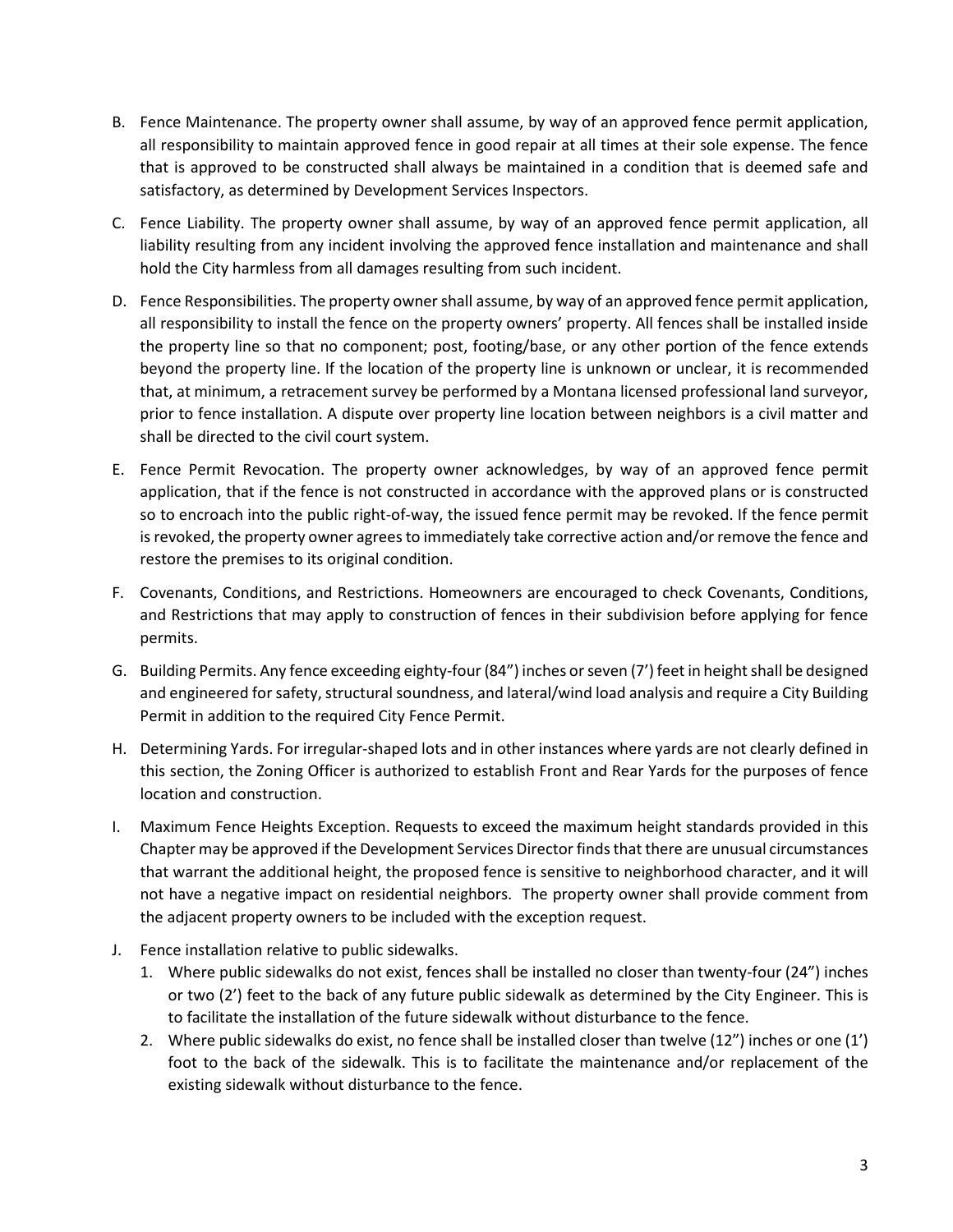B. Fence Maintenance. The property owner shall assume, by way of an approved fence permit application, all responsibility to maintain approved fence in good repair at all times at their sole expense. The fence that is approved to be constructed shall always be maintained in a condition that is deemed safe and satisfactory, as determined by Development Services Inspectors.

C. Fence Liability. The property owner shall assume, by way of an approved fence permit application, all liability resulting from any incident involving the approved fence installation and maintenance and shall hold the City harmless from all damages resulting from such incident.

D. Fence Responsibilities. The property owner shall assume, by way of an approved fence permit application, all responsibility to install the fence on the property owners' property. All fences shall be installed inside the property line so that no component; post, footing/base, or any other portion of the fence extends beyond the property line. If the location of the property line is unknown or unclear, it is recommended that, at minimum, a retracement survey be performed by a Montana licensed professional land surveyor, prior to fence installation. A dispute over property line location between neighbors is a civil matter and shall be directed to the civil court system.

E. Fence Permit Revocation. The property owner acknowledges, by way of an approved fence permit application, that if the fence is not constructed in accordance with the approved plans or is constructed so to encroach into the public right-of-way, the issued fence permit may be revoked. If the fence permit is revoked, the property owner agrees to immediately take corrective action and/or remove the fence and restore the premises to its original condition.

F. Covenants, Conditions, and Restrictions. Homeowners are encouraged to check Covenants, Conditions, and Restrictions that may apply to construction of fences in their subdivision before applying for fence permits.

G. Building Permits. Any fence exceeding eighty-four (84") inches or seven (7') feet in height shall be designed and engineered for safety, structural soundness, and lateral/wind load analysis and require a City Building Permit in addition to the required City Fence Permit.

H. Determining Yards. For irregular-shaped lots and in other instances where yards are not clearly defined in this section, the Zoning Officer is authorized to establish Front and Rear Yards for the purposes of fence location and construction.

I. Maximum Fence Heights Exception. Requests to exceed the maximum height standards provided in this Chapter may be approved if the Development Services Director finds that there are unusual circumstances that warrant the additional height, the proposed fence is sensitive to neighborhood character, and it will not have a negative impact on residential neighbors. The property owner shall provide comment from the adjacent property owners to be included with the exception request.

J. Fence installation relative to public sidewalks.
   1. Where public sidewalks do not exist, fences shall be installed no closer than twenty-four (24") inches or two (2') feet to the back of any future public sidewalk as determined by the City Engineer. This is to facilitate the installation of the future sidewalk without disturbance to the fence.
   2. Where public sidewalks do exist, no fence shall be installed closer than twelve (12") inches or one (1') foot to the back of the sidewalk. This is to facilitate the maintenance and/or replacement of the existing sidewalk without disturbance to the fence.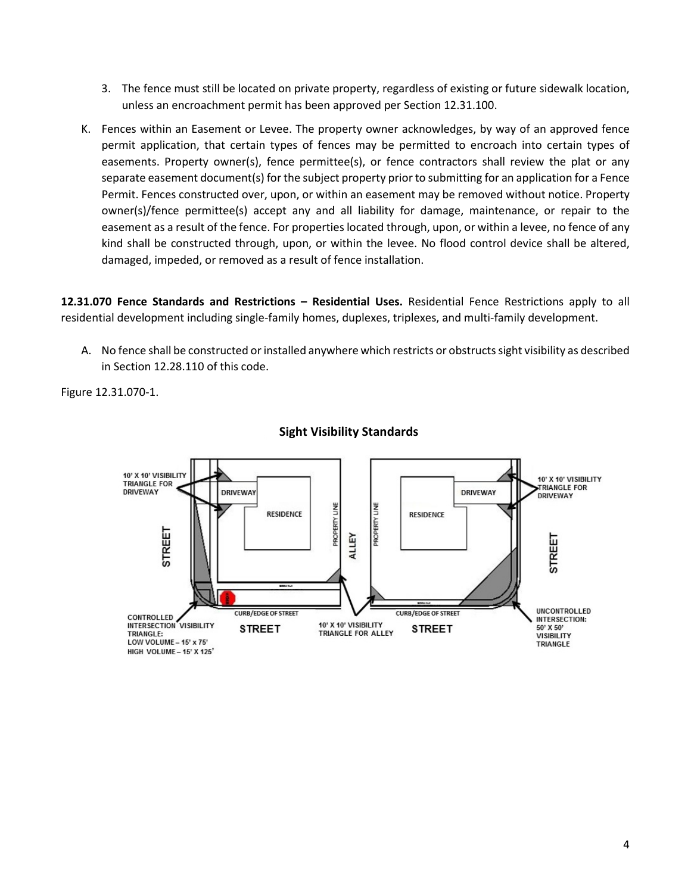3. The fence must still be located on private property, regardless existing or future sidewalk location, unless an encroachment permit has been approved per Section 12.31.100.

K. Fences within an Easement or Levee. The property owner acknowledges, by way of an approved fence permit application, that certain types of fences may be permitted to encroach into certain types of easements. Property owner(s), fence permittee(s), or fence contractors shall review the plat or any separate easement document(s) for the subject property prior to submitting for an application for a Fence Permit. Fences constructed over, upon, or within an easement may be removed without notice. Property owner(s)/fence permittee(s) accept any and all liability for damage, maintenance, or repair to the easement as a result of the fence. For properties located through, upon, or within a levee, no fence of any kind shall be constructed through, upon, or within the levee. No flood control device shall be altered, damaged, impeded, or removed as a result of fence installation.

**12.31.070 Fence Standards and Restrictions – Residential Uses.** Residential Fence Restrictions apply to all residential development including single-family homes, duplexes, triplexes, and multi-family development.

A. No fence shall be constructed or installed anywhere which restricts or obstructs sight visibility as described in Section 12.28.110 of this code.

Figure 12.31.070-1.

**Sight Visibility Standards**

10' X 10' VISIBILITY TRIANGLE FOR DRIVEWAY

DRIVEWAY

RESIDENCE

PROPERTY LINE

ALLEY

STREET

CONTROLLED INTERSECTION VISIBILITY TRIANGLE:
LOW VOLUME – 15' x 75'
HIGH VOLUME – 15' X 125'

CURB/EDGE OF STREET

10' X 10' VISIBILITY TRIANGLE FOR ALLEY

UNCONTROLLED INTERSECTION: 50' X 50' VISIBILITY TRIANGLE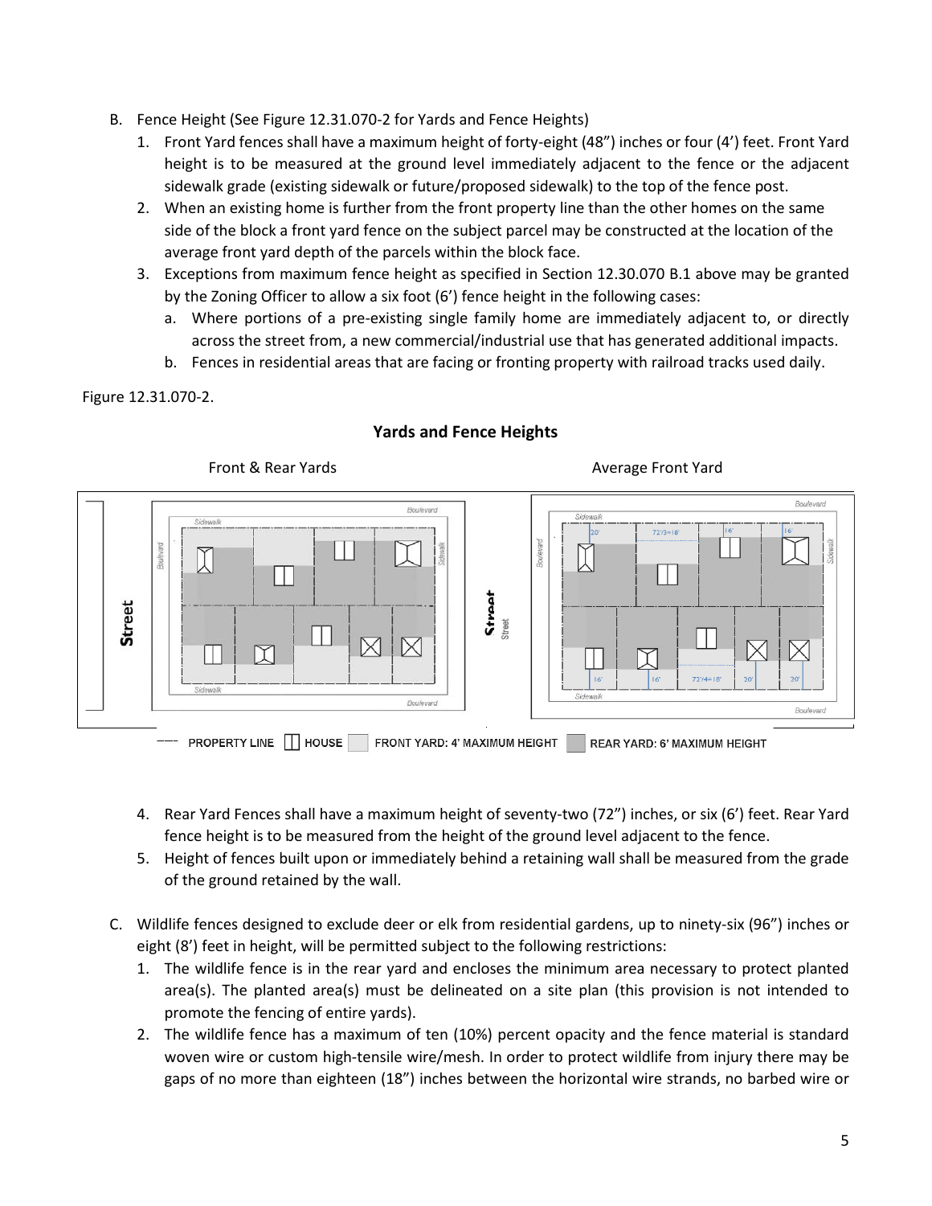B. Fence Height (See Figure 12.31.070-2 for Yards and Fence Heights)
   1. Front Yard fences shall have a maximum height of forty-eight (48") inches or four (4') feet. Front Yard height is to be measured at the ground level immediately adjacent to the fence or the adjacent sidewalk grade (existing sidewalk or future/proposed sidewalk) to the top of the fence post.
   2. When an existing home is further from the front property line than the other homes on the same side of the block a front yard fence on the subject parcel may be constructed at the location of the average front yard depth of the parcels within the block face.
   3. Exceptions from maximum fence height as specified in Section 12.30.070 B.1 above may be granted by the Zoning Officer to allow a six foot (6') fence height in the following cases:
      a. Where portions of a pre-existing single family home are immediately adjacent to, or directly across the street from, a new commercial/industrial use that has generated additional impacts.
      b. Fences in residential areas that are facing or fronting property with railroad tracks used daily.

Figure 12.31.070-2.

**Yards and Fence Heights**

Front & Rear Yards　　　　Average Front Yard

PROPERTY LINE　HOUSE　FRONT YARD: 4' MAXIMUM HEIGHT　REAR YARD: 6' MAXIMUM HEIGHT

   4. Rear Yard Fences shall have a maximum height of seventy-two (72") inches, or six (6') feet. Rear Yard fence height is to be measured from the height of the ground level adjacent to the fence.
   5. Height of fences built upon or immediately behind a retaining wall shall be measured from the grade of the ground retained by the wall.

C. Wildlife fences designed to exclude deer or elk from residential gardens, up to ninety-six (96") inches or eight (8') feet in height, will be permitted subject to the following restrictions:
   1. The wildlife fence is in the rear yard and encloses the minimum area necessary to protect planted area(s). The planted area(s) must be delineated on a site plan (this provision is not intended to promote the fencing of entire yards).
   2. The wildlife fence has a maximum of ten (10%) percent opacity and the fence material is standard woven wire or custom high-tensile wire/mesh. In order to protect wildlife from injury there may be gaps of no more than eighteen (18") inches between the horizontal wire strands, no barbed wire or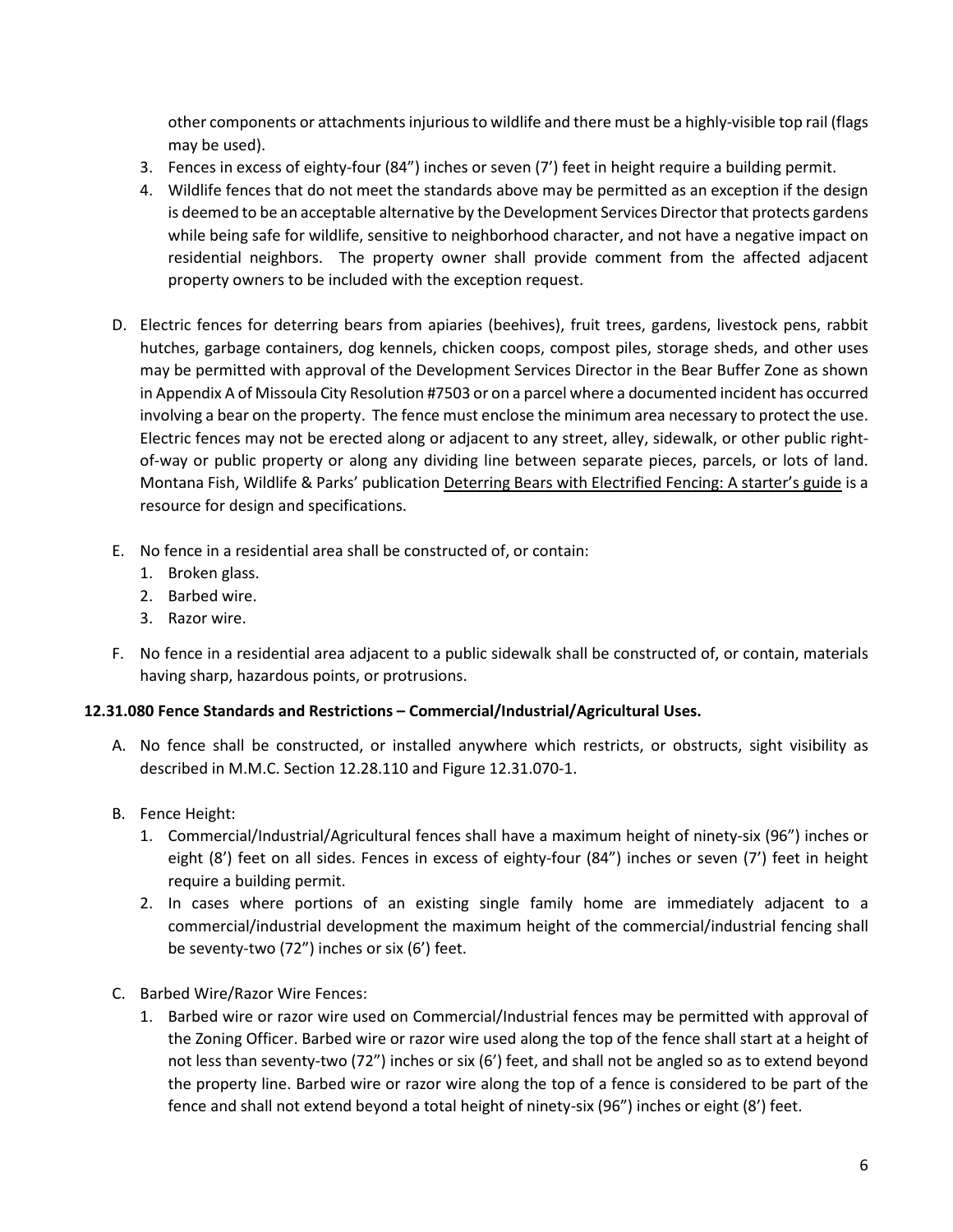other components or attachments injurious to wildlife and there must be a highly-visible top rail (flags may be used).

3. Fences in excess of eighty-four (84") inches or seven (7') feet in height require a building permit.
4. Wildlife fences that do not meet the standards above may be permitted as an exception if the design is deemed to be an acceptable alternative by the Development Services Director that protects gardens while being safe for wildlife, sensitive to neighborhood character, and not have a negative impact on residential neighbors. The property owner shall provide comment from the affected adjacent property owners to be included with the exception request.

D. Electric fences for deterring bears from apiaries (beehives), fruit trees, gardens, livestock pens, rabbit hutches, garbage containers, dog kennels, chicken coops, compost piles, storage sheds, and other uses may be permitted with approval of the Development Services Director in the Bear Buffer Zone as shown in Appendix A of Missoula City Resolution #7503 or on a parcel where a documented incident has occurred involving a bear on the property. The fence must enclose the minimum area necessary to protect the use. Electric fences may not be erected along or adjacent to any street, alley, sidewalk, or other public right-of-way or public property or along any dividing line between separate pieces, parcels, or lots of land. Montana Fish, Wildlife & Parks' publication Deterring Bears with Electrified Fencing: A starter's guide is a resource for design and specifications.

E. No fence in a residential area shall be constructed of, or contain:
   1. Broken glass.
   2. Barbed wire.
   3. Razor wire.

F. No fence in a residential area adjacent to a public sidewalk shall be constructed of, or contain, materials having sharp, hazardous points, or protrusions.

**12.31.080 Fence Standards and Restrictions – Commercial/Industrial/Agricultural Uses.**

A. No fence shall be constructed, or installed anywhere which restricts, or obstructs, sight visibility as described in M.M.C. Section 12.28.110 and Figure 12.31.070-1.

B. Fence Height:
   1. Commercial/Industrial/Agricultural fences shall have a maximum height of ninety-six (96") inches or eight (8') feet on all sides. Fences in excess of eighty-four (84") inches or seven (7') feet in height require a building permit.
   2. In cases where portions of an existing single family home are immediately adjacent to a commercial/industrial development the maximum height of the commercial/industrial fencing shall be seventy-two (72") inches or six (6') feet.

C. Barbed Wire/Razor Wire Fences:
   1. Barbed wire or razor wire used on Commercial/Industrial fences may be permitted with approval of the Zoning Officer. Barbed wire or razor wire used along the top of the fence shall start at a height of not less than seventy-two (72") inches or six (6') feet, and shall not be angled so as to extend beyond the property line. Barbed wire or razor wire along the top of a fence is considered to be part of the fence and shall not extend beyond a total height of ninety-six (96") inches or eight (8') feet.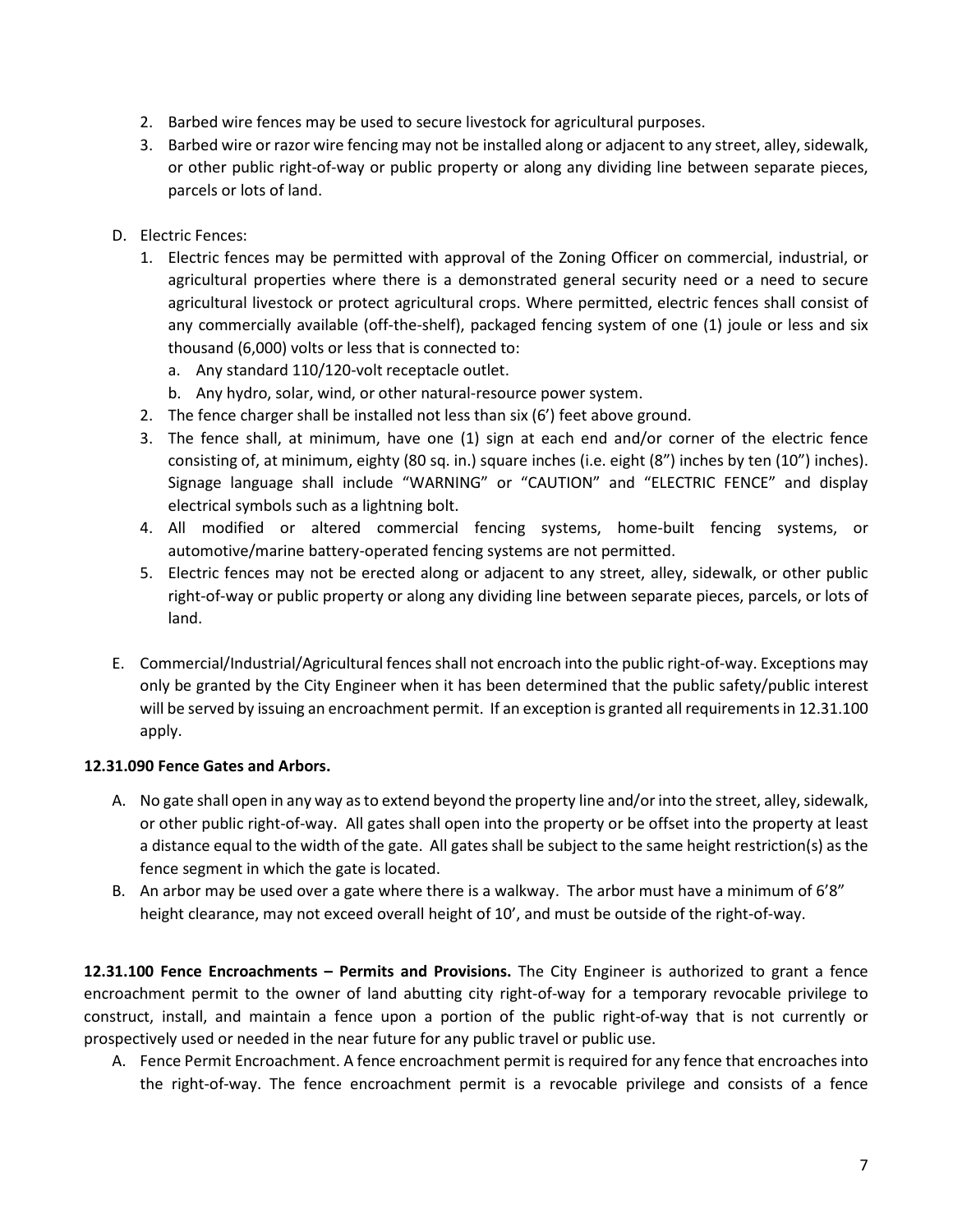2. Barbed wire fences may be used to secure livestock for agricultural purposes.
3. Barbed wire or razor wire fencing may not be installed along or adjacent to any street, alley, sidewalk, or other public right-of-way or public property or along any dividing line between separate pieces, parcels or lots of land.

D. Electric Fences:
   1. Electric fences may be permitted with approval of the Zoning Officer on commercial, industrial, or agricultural properties where there is a demonstrated general security need or a need to secure agricultural livestock or protect agricultural crops. Where permitted, electric fences shall consist of any commercially available (off-the-shelf), packaged fencing system of one (1) joule or less and six thousand (6,000) volts or less that is connected to:
      a. Any standard 110/120-volt receptacle outlet.
      b. Any hydro, solar, wind, or other natural-resource power system.
   2. The fence charger shall be installed not less than six (6') feet above ground.
   3. The fence shall, at minimum, have one (1) sign at each end and/or corner of the electric fence consisting of, at minimum, eighty (80 sq. in.) square inches (i.e. eight (8") inches by ten (10") inches). Signage language shall include "WARNING" or "CAUTION" and "ELECTRIC FENCE" and display electrical symbols such as a lightning bolt.
   4. All modified or altered commercial fencing systems, home-built fencing systems, or automotive/marine battery-operated fencing systems are not permitted.
   5. Electric fences may not be erected along or adjacent to any street, alley, sidewalk, or other public right-of-way or public property or along any dividing line between separate pieces, parcels, or lots of land.

E. Commercial/Industrial/Agricultural fences shall not encroach into the public right-of-way. Exceptions may only be granted by the City Engineer when it has been determined that the public safety/public interest will be served by issuing an encroachment permit. If an exception is granted all requirements in 12.31.100 apply.

**12.31.090 Fence Gates and Arbors.**

A. No gate shall open in any way as to extend beyond the property line and/or into the street, alley, sidewalk, or other public right-of-way. All gates shall open into the property or be offset into the property at least a distance equal to the width of the gate. All gates shall be subject to the same height restriction(s) as the fence segment in which the gate is located.
B. An arbor may be used over a gate where there is a walkway. The arbor must have a minimum of 6'8" height clearance, may not exceed overall height of 10', and must be outside of the right-of-way.

**12.31.100 Fence Encroachments – Permits and Provisions.** The City Engineer is authorized to grant a fence encroachment permit to the owner of land abutting city right-of-way for a temporary revocable privilege to construct, install, and maintain a fence upon a portion of the public right-of-way that is not currently or prospectively used or needed in the near future for any public travel or public use.

A. Fence Permit Encroachment. A fence encroachment permit is required for any fence that encroaches into the right-of-way. The fence encroachment permit is a revocable privilege and consists of a fence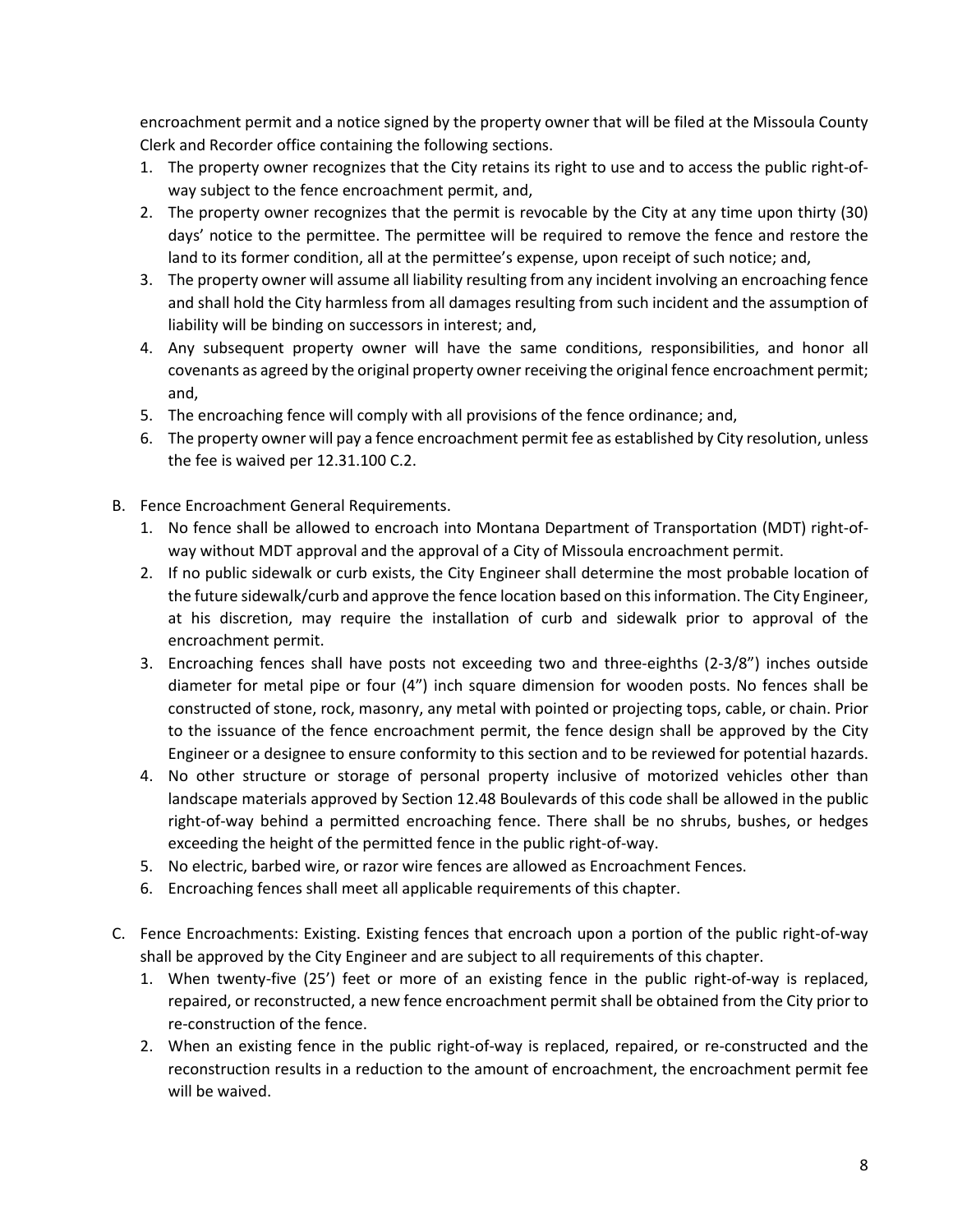encroachment permit and a notice signed by the property owner that will be filed at the Missoula County Clerk and Recorder office containing the following sections.

1. The property owner recognizes that the City retains its right to use and to access the public right-of-way subject to the fence encroachment permit, and,
2. The property owner recognizes that the permit is revocable by the City at any time upon thirty (30) days' notice to the permittee. The permittee will be required to remove the fence and restore the land to its former condition, all at the permittee's expense, upon receipt of such notice; and,
3. The property owner will assume all liability resulting from any incident involving an encroaching fence and shall hold the City harmless from all damages resulting from such incident and the assumption of liability will be binding on successors in interest; and,
4. Any subsequent property owner will have the same conditions, responsibilities, and honor all covenants as agreed by the original property owner receiving the original fence encroachment permit; and,
5. The encroaching fence will comply with all provisions of the fence ordinance; and,
6. The property owner will pay a fence encroachment permit fee as established by City resolution, unless the fee is waived per 12.31.100 C.2.

B. Fence Encroachment General Requirements.

1. No fence shall be allowed to encroach into Montana Department of Transportation (MDT) right-of-way without MDT approval and the approval of a City of Missoula encroachment permit.
2. If no public sidewalk or curb exists, the City Engineer shall determine the most probable location of the future sidewalk/curb and approve the fence location based on this information. The City Engineer, at his discretion, may require the installation of curb and sidewalk prior to approval of the encroachment permit.
3. Encroaching fences shall have posts not exceeding two and three-eighths (2-3/8") inches outside diameter for metal pipe or four (4") inch square dimension for wooden posts. No fences shall be constructed of stone, rock, masonry, any metal with pointed or projecting tops, cable, or chain. Prior to the issuance of the fence encroachment permit, the fence design shall be approved by the City Engineer or a designee to ensure conformity to this section and to be reviewed for potential hazards.
4. No other structure or storage of personal property inclusive of motorized vehicles other than landscape materials approved by Section 12.48 Boulevards of this code shall be allowed in the public right-of-way behind a permitted encroaching fence. There shall be no shrubs, bushes, or hedges exceeding the height of the permitted fence in the public right-of-way.
5. No electric, barbed wire, or razor wire fences are allowed as Encroachment Fences.
6. Encroaching fences shall meet all applicable requirements of this chapter.

C. Fence Encroachments: Existing. Existing fences that encroach upon a portion of the public right-of-way shall be approved by the City Engineer and are subject to all requirements of this chapter.

1. When twenty-five (25') feet or more of an existing fence in the public right-of-way is replaced, repaired, or reconstructed, a new fence encroachment permit shall be obtained from the City prior to re-construction of the fence.
2. When an existing fence in the public right-of-way is replaced, repaired, or re-constructed and the reconstruction results in a reduction to the amount of encroachment, the encroachment permit fee will be waived.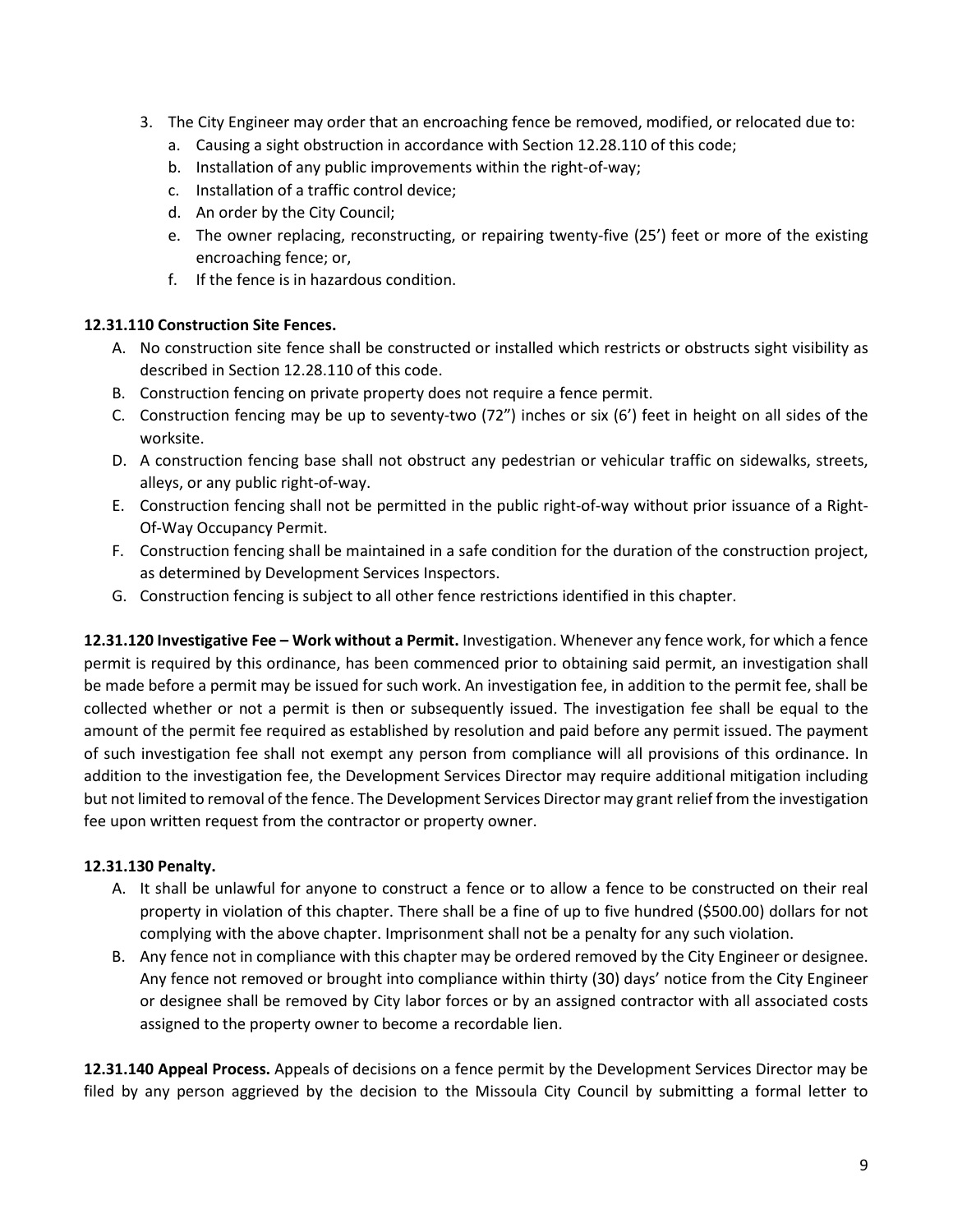3. The City Engineer may order that an encroaching fence be removed, modified, or relocated due to:
   a. Causing a sight obstruction in accordance with Section 12.28.110 of this code;
   b. Installation of any public improvements within the right-of-way;
   c. Installation of a traffic control device;
   d. An order by the City Council;
   e. The owner replacing, reconstructing, or repairing twenty-five (25') feet or more of the existing encroaching fence; or,
   f. If the fence is in hazardous condition.

**12.31.110 Construction Site Fences.**

A. No construction site fence shall be constructed or installed which restricts or obstructs sight visibility as described in Section 12.28.110 of this code.
B. Construction fencing on private property does not require a fence permit.
C. Construction fencing may be up to seventy-two (72") inches or six (6') feet in height on all sides of the worksite.
D. A construction fencing base shall not obstruct any pedestrian or vehicular traffic on sidewalks, streets, alleys, or any public right-of-way.
E. Construction fencing shall not be permitted in the public right-of-way without prior issuance of a Right-Of-Way Occupancy Permit.
F. Construction fencing shall be maintained in a safe condition for the duration of the construction project, as determined by Development Services Inspectors.
G. Construction fencing is subject to all other fence restrictions identified in this chapter.

**12.31.120 Investigative Fee – Work without a Permit.** Investigation. Whenever any fence work, for which a fence permit is required by this ordinance, has been commenced prior to obtaining said permit, an investigation shall be made before a permit may be issued for such work. An investigation fee, in addition to the permit fee, shall be collected whether or not a permit is then or subsequently issued. The investigation fee shall be equal to the amount of the permit fee required as established by resolution and paid before any permit issued. The payment of such investigation fee shall not exempt any person from compliance will all provisions of this ordinance. In addition to the investigation fee, the Development Services Director may require additional mitigation including but not limited to removal of the fence. The Development Services Director may grant relief from the investigation fee upon written request from the contractor or property owner.

**12.31.130 Penalty.**

A. It shall be unlawful for anyone to construct a fence or to allow a fence to be constructed on their real property in violation of this chapter. There shall be a fine of up to five hundred ($500.00) dollars for not complying with the above chapter. Imprisonment shall not be a penalty for any such violation.
B. Any fence not in compliance with this chapter may be ordered removed by the City Engineer or designee. Any fence not removed or brought into compliance within thirty (30) days' notice from the City Engineer or designee shall be removed by City labor forces or by an assigned contractor with all associated costs assigned to the property owner to become a recordable lien.

**12.31.140 Appeal Process.** Appeals of decisions on a fence permit by the Development Services Director may be filed by any person aggrieved by the decision to the Missoula City Council by submitting a formal letter to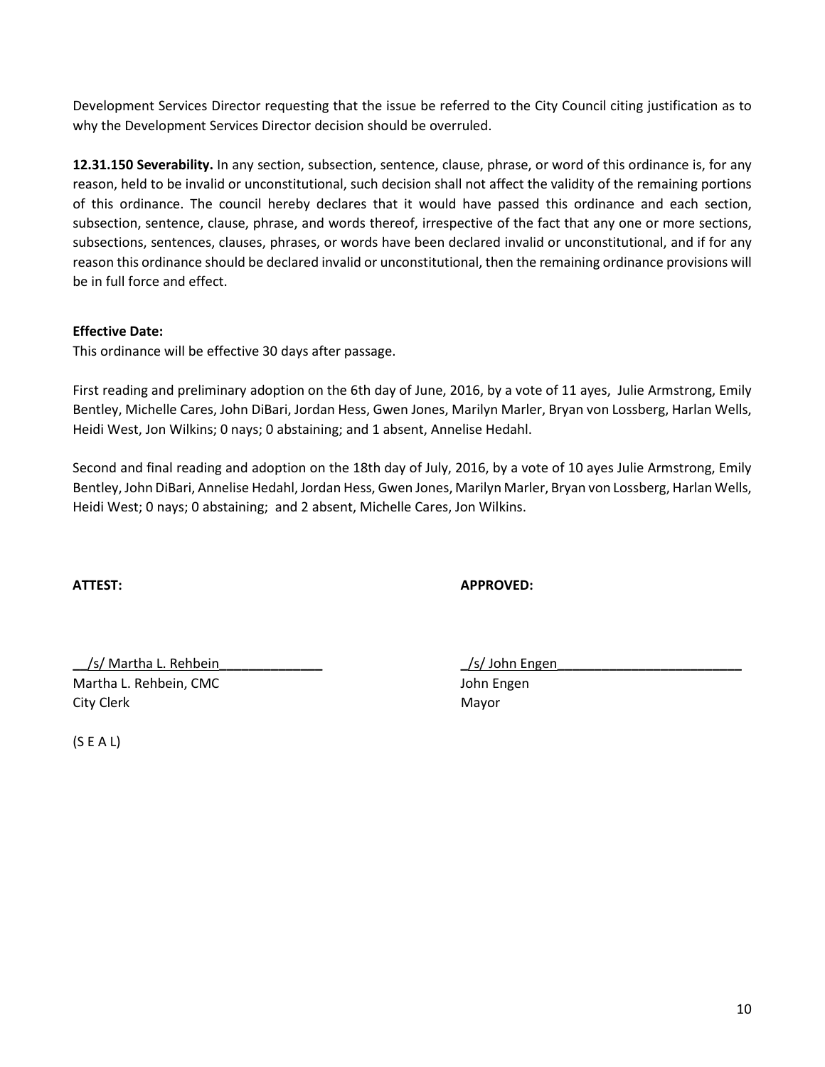Development Services Director requesting that the issue be referred to the City Council citing justification as to why the Development Services Director decision should be overruled.

**12.31.150 Severability.** In any section, subsection, sentence, clause, phrase, or word of this ordinance is, for any reason, held to be invalid or unconstitutional, such decision shall not affect the validity of the remaining portions of this ordinance. The council hereby declares that it would have passed this ordinance and each section, subsection, sentence, clause, phrase, and words thereof, irrespective of the fact that any one or more sections, subsections, sentences, clauses, phrases, or words have been declared invalid or unconstitutional, and if for any reason this ordinance should be declared invalid or unconstitutional, then the remaining ordinance provisions will be in full force and effect.

**Effective Date:**
This ordinance will be effective 30 days after passage.

First reading and preliminary adoption on the 6th day of June, 2016, by a vote of 11 ayes, Julie Armstrong, Emily Bentley, Michelle Cares, John DiBari, Jordan Hess, Gwen Jones, Marilyn Marler, Bryan von Lossberg, Harlan Wells, Heidi West, Jon Wilkins; 0 nays; 0 abstaining; and 1 absent, Annelise Hedahl.

Second and final reading and adoption on the 18th day of July, 2016, by a vote of 10 ayes Julie Armstrong, Emily Bentley, John DiBari, Annelise Hedahl, Jordan Hess, Gwen Jones, Marilyn Marler, Bryan von Lossberg, Harlan Wells, Heidi West; 0 nays; 0 abstaining; and 2 absent, Michelle Cares, Jon Wilkins.

**ATTEST:**

__/s/ Martha L. Rehbein______________
Martha L. Rehbein, CMC
City Clerk

(S E A L)

**APPROVED:**

_/s/ John Engen_________________________
John Engen
Mayor